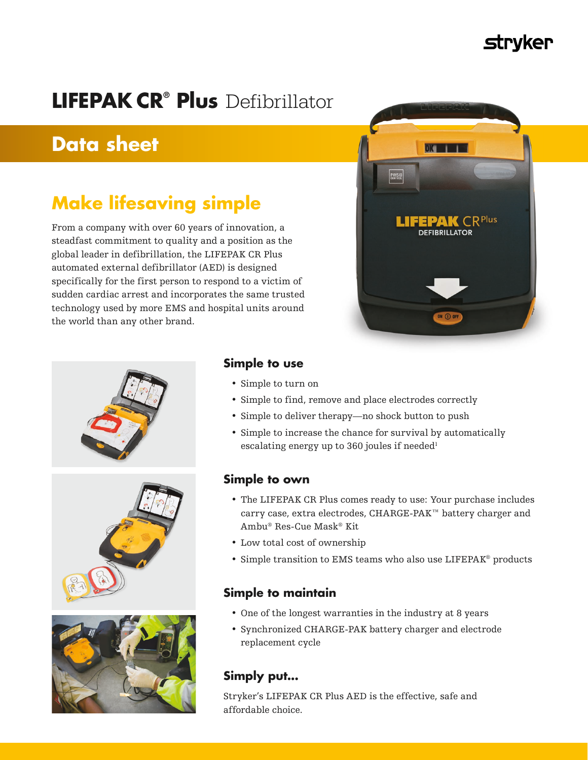stryker

# LIFEPAK CR® Plus Defibrillator

## Data sheet

## Make lifesaving simple

From a company with over 60 years of innovation, a steadfast commitment to quality and a position as the global leader in defibrillation, the LIFEPAK CR Plus automated external defibrillator (AED) is designed specifically for the first person to respond to a victim of sudden cardiac arrest and incorporates the same trusted technology used by more EMS and hospital units around the world than any other brand.

### Simple to use

- Simple to turn on
- Simple to find, remove and place electrodes correctly
- Simple to deliver therapy—no shock button to push
- Simple to increase the chance for survival by automatically escalating energy up to 360 joules if needed[1]

### Simple to own

- The LIFEPAK CR Plus comes ready to use: Your purchase includes carry case, extra electrodes, CHARGE-PAK™ battery charger and Ambu® Res-Cue Mask® Kit
- Low total cost of ownership
- Simple transition to EMS teams who also use LIFEPAK® products

### Simple to maintain

- One of the longest warranties in the industry at 8 years
- Synchronized CHARGE-PAK battery charger and electrode replacement cycle

### Simply put...

Stryker's LIFEPAK CR Plus AED is the effective, safe and affordable choice.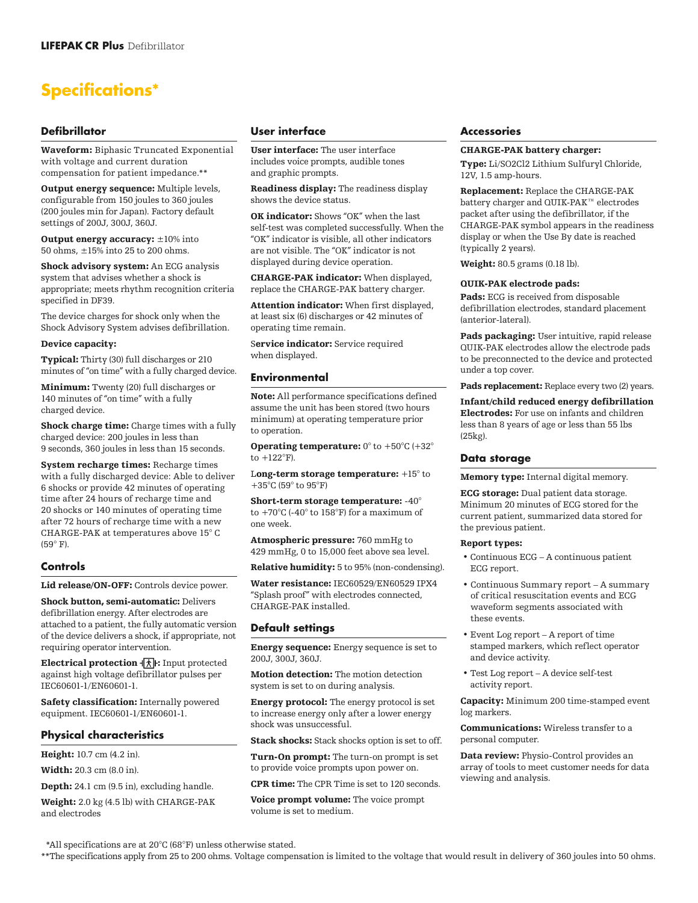# Specifications*

## Defibrillator

**Waveform:** Biphasic Truncated Exponential with voltage and current duration compensation for patient impedance.**

**Output energy sequence:** Multiple levels, configurable from 150 joules to 360 joules (200 joules min for Japan). Factory default settings of 200J, 300J, 360J.

**Output energy accuracy:** ±10% into 50 ohms, ±15% into 25 to 200 ohms.

**Shock advisory system:** An ECG analysis system that advises whether a shock is appropriate; meets rhythm recognition criteria specified in DF39.

The device charges for shock only when the Shock Advisory System advises defibrillation.

**Device capacity:**

**Typical:** Thirty (30) full discharges or 210 minutes of "on time" with a fully charged device.

**Minimum:** Twenty (20) full discharges or 140 minutes of "on time" with a fully charged device.

**Shock charge time:** Charge times with a fully charged device: 200 joules in less than 9 seconds, 360 joules in less than 15 seconds.

**System recharge times:** Recharge times with a fully discharged device: Able to deliver 6 shocks or provide 42 minutes of operating time after 24 hours of recharge time and 20 shocks or 140 minutes of operating time after 72 hours of recharge time with a new CHARGE-PAK at temperatures above 15° C (59° F).

## Controls

**Lid release/ON-OFF:** Controls device power.

**Shock button, semi-automatic:** Delivers defibrillation energy. After electrodes are attached to a patient, the fully automatic version of the device delivers a shock, if appropriate, not requiring operator intervention.

**Electrical protection:** Input protected against high voltage defibrillator pulses per IEC60601-1/EN60601-1.

**Safety classification:** Internally powered equipment. IEC60601-1/EN60601-1.

## Physical characteristics

**Height:** 10.7 cm (4.2 in).

**Width:** 20.3 cm (8.0 in).

**Depth:** 24.1 cm (9.5 in), excluding handle.

**Weight:** 2.0 kg (4.5 lb) with CHARGE-PAK and electrodes

## User interface

**User interface:** The user interface includes voice prompts, audible tones and graphic prompts.

**Readiness display:** The readiness display shows the device status.

**OK indicator:** Shows "OK" when the last self-test was completed successfully. When the "OK" indicator is visible, all other indicators are not visible. The "OK" indicator is not displayed during device operation.

**CHARGE-PAK indicator:** When displayed, replace the CHARGE-PAK battery charger.

**Attention indicator:** When first displayed, at least six (6) discharges or 42 minutes of operating time remain.

**Service indicator:** Service required when displayed.

## Environmental

**Note:** All performance specifications defined assume the unit has been stored (two hours minimum) at operating temperature prior to operation.

**Operating temperature:** 0° to +50°C (+32° to +122°F).

**Long-term storage temperature:** +15° to +35°C (59° to 95°F)

**Short-term storage temperature:** -40° to +70°C (-40° to 158°F) for a maximum of one week.

**Atmospheric pressure:** 760 mmHg to 429 mmHg, 0 to 15,000 feet above sea level.

**Relative humidity:** 5 to 95% (non-condensing).

**Water resistance:** IEC60529/EN60529 IPX4 "Splash proof" with electrodes connected, CHARGE-PAK installed.

## Default settings

**Energy sequence:** Energy sequence is set to 200J, 300J, 360J.

**Motion detection:** The motion detection system is set to on during analysis.

**Energy protocol:** The energy protocol is set to increase energy only after a lower energy shock was unsuccessful.

**Stack shocks:** Stack shocks option is set to off.

**Turn-On prompt:** The turn-on prompt is set to provide voice prompts upon power on.

**CPR time:** The CPR Time is set to 120 seconds.

**Voice prompt volume:** The voice prompt volume is set to medium.

## Accessories

**CHARGE-PAK battery charger:**

**Type:** Li/SO2Cl2 Lithium Sulfuryl Chloride, 12V, 1.5 amp-hours.

**Replacement:** Replace the CHARGE-PAK battery charger and QUIK-PAK™ electrodes packet after using the defibrillator, if the CHARGE-PAK symbol appears in the readiness display or when the Use By date is reached (typically 2 years).

**Weight:** 80.5 grams (0.18 lb).

**QUIK-PAK electrode pads:**

**Pads:** ECG is received from disposable defibrillation electrodes, standard placement (anterior-lateral).

**Pads packaging:** User intuitive, rapid release QUIK-PAK electrodes allow the electrode pads to be preconnected to the device and protected under a top cover.

**Pads replacement:** Replace every two (2) years.

**Infant/child reduced energy defibrillation Electrodes:** For use on infants and children less than 8 years of age or less than 55 lbs (25kg).

## Data storage

**Memory type:** Internal digital memory.

**ECG storage:** Dual patient data storage. Minimum 20 minutes of ECG stored for the current patient, summarized data stored for the previous patient.

**Report types:**

- Continuous ECG – A continuous patient ECG report.
- Continuous Summary report – A summary of critical resuscitation events and ECG waveform segments associated with these events.
- Event Log report – A report of time stamped markers, which reflect operator and device activity.
- Test Log report – A device self-test activity report.

**Capacity:** Minimum 200 time-stamped event log markers.

**Communications:** Wireless transfer to a personal computer.

**Data review:** Physio-Control provides an array of tools to meet customer needs for data viewing and analysis.

*All specifications are at 20°C (68°F) unless otherwise stated.

**The specifications apply from 25 to 200 ohms. Voltage compensation is limited to the voltage that would result in delivery of 360 joules into 50 ohms.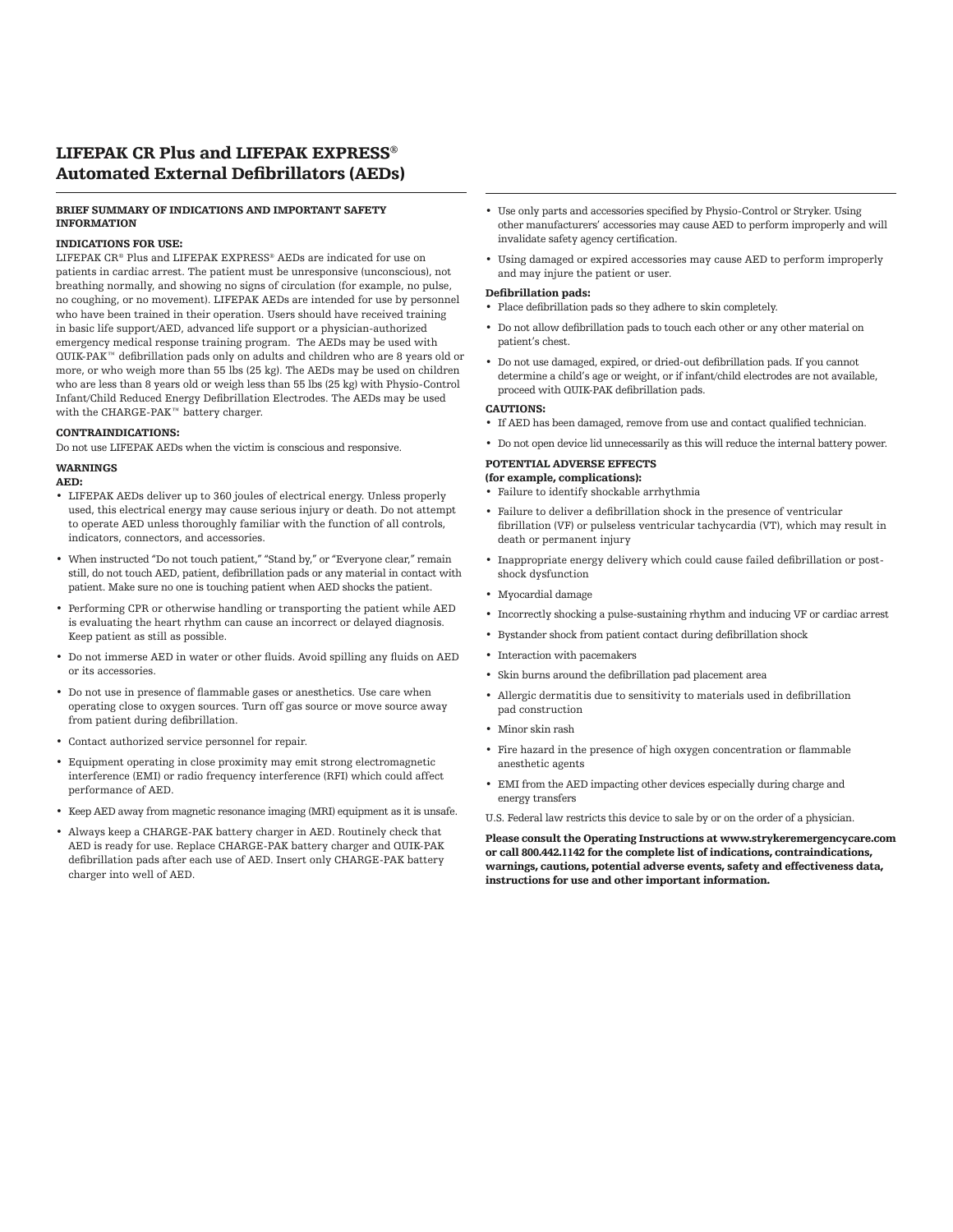# LIFEPAK CR Plus and LIFEPAK EXPRESS® Automated External Defibrillators (AEDs)

**BRIEF SUMMARY OF INDICATIONS AND IMPORTANT SAFETY INFORMATION**

**INDICATIONS FOR USE:**

LIFEPAK CR® Plus and LIFEPAK EXPRESS® AEDs are indicated for use on patients in cardiac arrest. The patient must be unresponsive (unconscious), not breathing normally, and showing no signs of circulation (for example, no pulse, no coughing, or no movement). LIFEPAK AEDs are intended for use by personnel who have been trained in their operation. Users should have received training in basic life support/AED, advanced life support or a physician-authorized emergency medical response training program. The AEDs may be used with QUIK-PAK™ defibrillation pads only on adults and children who are 8 years old or more, or who weigh more than 55 lbs (25 kg). The AEDs may be used on children who are less than 8 years old or weigh less than 55 lbs (25 kg) with Physio-Control Infant/Child Reduced Energy Defibrillation Electrodes. The AEDs may be used with the CHARGE-PAK™ battery charger.

**CONTRAINDICATIONS:**

Do not use LIFEPAK AEDs when the victim is conscious and responsive.

**WARNINGS**

**AED:**

- LIFEPAK AEDs deliver up to 360 joules of electrical energy. Unless properly used, this electrical energy may cause serious injury or death. Do not attempt to operate AED unless thoroughly familiar with the function of all controls, indicators, connectors, and accessories.
- When instructed "Do not touch patient," "Stand by," or "Everyone clear," remain still, do not touch AED, patient, defibrillation pads or any material in contact with patient. Make sure no one is touching patient when AED shocks the patient.
- Performing CPR or otherwise handling or transporting the patient while AED is evaluating the heart rhythm can cause an incorrect or delayed diagnosis. Keep patient as still as possible.
- Do not immerse AED in water or other fluids. Avoid spilling any fluids on AED or its accessories.
- Do not use in presence of flammable gases or anesthetics. Use care when operating close to oxygen sources. Turn off gas source or move source away from patient during defibrillation.
- Contact authorized service personnel for repair.
- Equipment operating in close proximity may emit strong electromagnetic interference (EMI) or radio frequency interference (RFI) which could affect performance of AED.
- Keep AED away from magnetic resonance imaging (MRI) equipment as it is unsafe.
- Always keep a CHARGE-PAK battery charger in AED. Routinely check that AED is ready for use. Replace CHARGE-PAK battery charger and QUIK-PAK defibrillation pads after each use of AED. Insert only CHARGE-PAK battery charger into well of AED.
- Use only parts and accessories specified by Physio-Control or Stryker. Using other manufacturers' accessories may cause AED to perform improperly and will invalidate safety agency certification.
- Using damaged or expired accessories may cause AED to perform improperly and may injure the patient or user.

**Defibrillation pads:**

- Place defibrillation pads so they adhere to skin completely.
- Do not allow defibrillation pads to touch each other or any other material on patient's chest.
- Do not use damaged, expired, or dried-out defibrillation pads. If you cannot determine a child's age or weight, or if infant/child electrodes are not available, proceed with QUIK-PAK defibrillation pads.

**CAUTIONS:**

- If AED has been damaged, remove from use and contact qualified technician.
- Do not open device lid unnecessarily as this will reduce the internal battery power.

**POTENTIAL ADVERSE EFFECTS (for example, complications):**

- Failure to identify shockable arrhythmia
- Failure to deliver a defibrillation shock in the presence of ventricular fibrillation (VF) or pulseless ventricular tachycardia (VT), which may result in death or permanent injury
- Inappropriate energy delivery which could cause failed defibrillation or post-shock dysfunction
- Myocardial damage
- Incorrectly shocking a pulse-sustaining rhythm and inducing VF or cardiac arrest
- Bystander shock from patient contact during defibrillation shock
- Interaction with pacemakers
- Skin burns around the defibrillation pad placement area
- Allergic dermatitis due to sensitivity to materials used in defibrillation pad construction
- Minor skin rash
- Fire hazard in the presence of high oxygen concentration or flammable anesthetic agents
- EMI from the AED impacting other devices especially during charge and energy transfers

U.S. Federal law restricts this device to sale by or on the order of a physician.

**Please consult the Operating Instructions at www.strykeremergencycare.com or call 800.442.1142 for the complete list of indications, contraindications, warnings, cautions, potential adverse events, safety and effectiveness data, instructions for use and other important information.**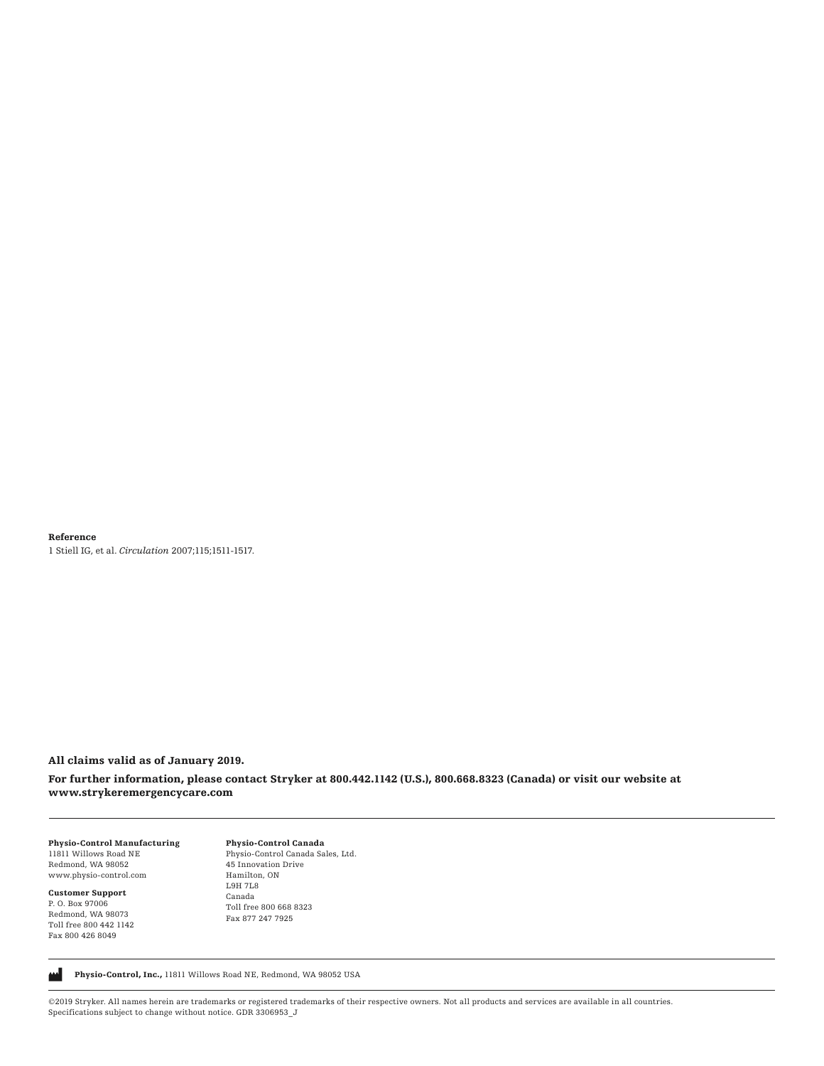**Reference**

1 Stiell IG, et al. *Circulation* 2007;115;1511-1517.

**All claims valid as of January 2019.**

**For further information, please contact Stryker at 800.442.1142 (U.S.), 800.668.8323 (Canada) or visit our website at www.strykeremergencycare.com**

**Physio-Control Manufacturing**
11811 Willows Road NE
Redmond, WA 98052
www.physio-control.com

**Customer Support**
P. O. Box 97006
Redmond, WA 98073
Toll free 800 442 1142
Fax 800 426 8049

**Physio-Control Canada**
Physio-Control Canada Sales, Ltd.
45 Innovation Drive
Hamilton, ON
L9H 7L8
Canada
Toll free 800 668 8323
Fax 877 247 7925

**Physio-Control, Inc.,** 11811 Willows Road NE, Redmond, WA 98052 USA

©2019 Stryker. All names herein are trademarks or registered trademarks of their respective owners. Not all products and services are available in all countries. Specifications subject to change without notice. GDR 3306953_J